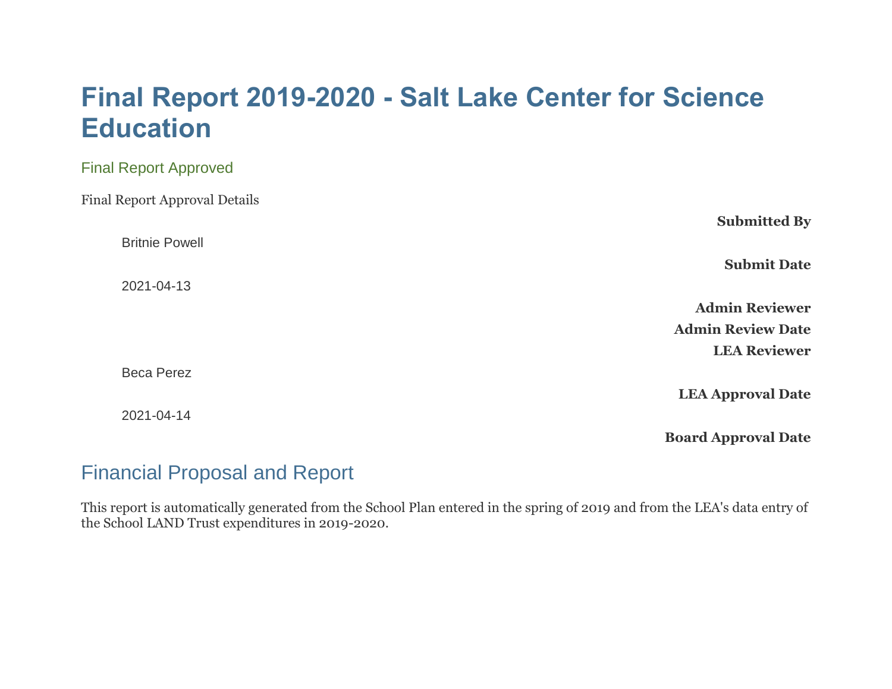# Final Report 2019-2020 - Salt Lake Center for Science Education

## Final Report Approved

Final Report Approval Details

**Submitted By**

Britnie Powell

**Submit Date**

2021-04-13

**Admin Reviewer**

**Admin Review Date**

**LEA Reviewer**

Beca Perez

**LEA Approval Date**

2021-04-14

**Board Approval Date**

## Financial Proposal and Report

This report is automatically generated from the School Plan entered in the spring of 2019 and from the LEA's data entry of the School LAND Trust expenditures in 2019-2020.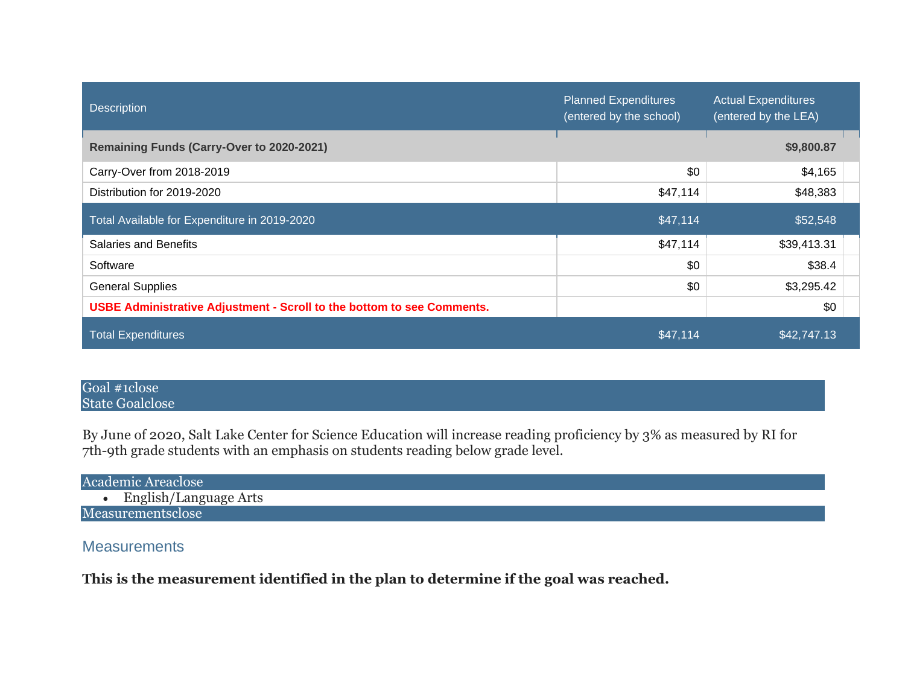| Description | Planned Expenditures (entered by the school) | Actual Expenditures (entered by the LEA) |
|---|---|---|
| **Remaining Funds (Carry-Over to 2020-2021)** | | **$9,800.87** |
| Carry-Over from 2018-2019 | $0 | $4,165 |
| Distribution for 2019-2020 | $47,114 | $48,383 |
| Total Available for Expenditure in 2019-2020 | $47,114 | $52,548 |
| Salaries and Benefits | $47,114 | $39,413.31 |
| Software | $0 | $38.4 |
| General Supplies | $0 | $3,295.42 |
| **USBE Administrative Adjustment - Scroll to the bottom to see Comments.** | | $0 |
| Total Expenditures | $47,114 | $42,747.13 |

Goal #1close
State Goalclose

By June of 2020, Salt Lake Center for Science Education will increase reading proficiency by 3% as measured by RI for 7th-9th grade students with an emphasis on students reading below grade level.

Academic Areaclose

- English/Language Arts

Measurementsclose

## Measurements

**This is the measurement identified in the plan to determine if the goal was reached.**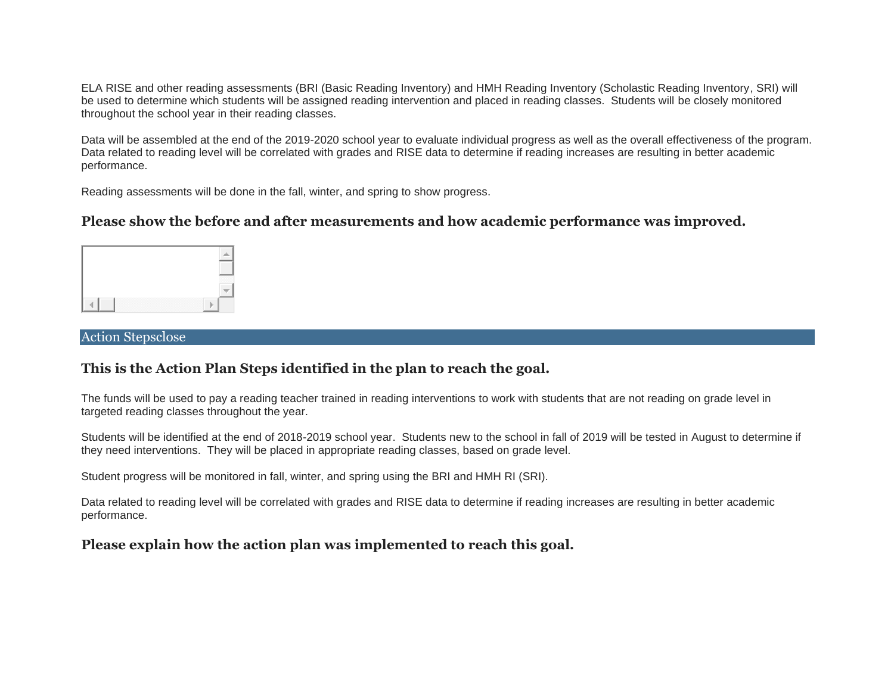ELA RISE and other reading assessments (BRI (Basic Reading Inventory) and HMH Reading Inventory (Scholastic Reading Inventory, SRI) will be used to determine which students will be assigned reading intervention and placed in reading classes.  Students will be closely monitored throughout the school year in their reading classes.

Data will be assembled at the end of the 2019-2020 school year to evaluate individual progress as well as the overall effectiveness of the program. Data related to reading level will be correlated with grades and RISE data to determine if reading increases are resulting in better academic performance.

Reading assessments will be done in the fall, winter, and spring to show progress.

### Please show the before and after measurements and how academic performance was improved.

## Action Stepsclose

### This is the Action Plan Steps identified in the plan to reach the goal.

The funds will be used to pay a reading teacher trained in reading interventions to work with students that are not reading on grade level in targeted reading classes throughout the year.

Students will be identified at the end of 2018-2019 school year.  Students new to the school in fall of 2019 will be tested in August to determine if they need interventions.  They will be placed in appropriate reading classes, based on grade level.

Student progress will be monitored in fall, winter, and spring using the BRI and HMH RI (SRI).

Data related to reading level will be correlated with grades and RISE data to determine if reading increases are resulting in better academic performance.

### Please explain how the action plan was implemented to reach this goal.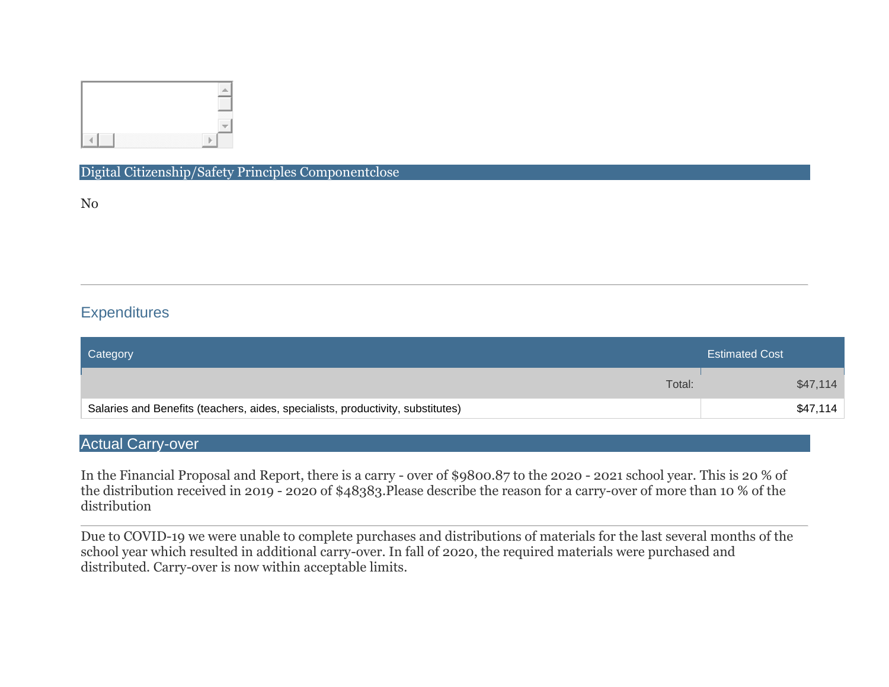## Digital Citizenship/Safety Principles Componentclose

No

---

## Expenditures

| Category | Estimated Cost |
|---|---|
| Total: | $47,114 |
| Salaries and Benefits (teachers, aides, specialists, productivity, substitutes) | $47,114 |

## Actual Carry-over

In the Financial Proposal and Report, there is a carry - over of $9800.87 to the 2020 - 2021 school year. This is 20 % of the distribution received in 2019 - 2020 of $48383.Please describe the reason for a carry-over of more than 10 % of the distribution

---

Due to COVID-19 we were unable to complete purchases and distributions of materials for the last several months of the school year which resulted in additional carry-over. In fall of 2020, the required materials were purchased and distributed. Carry-over is now within acceptable limits.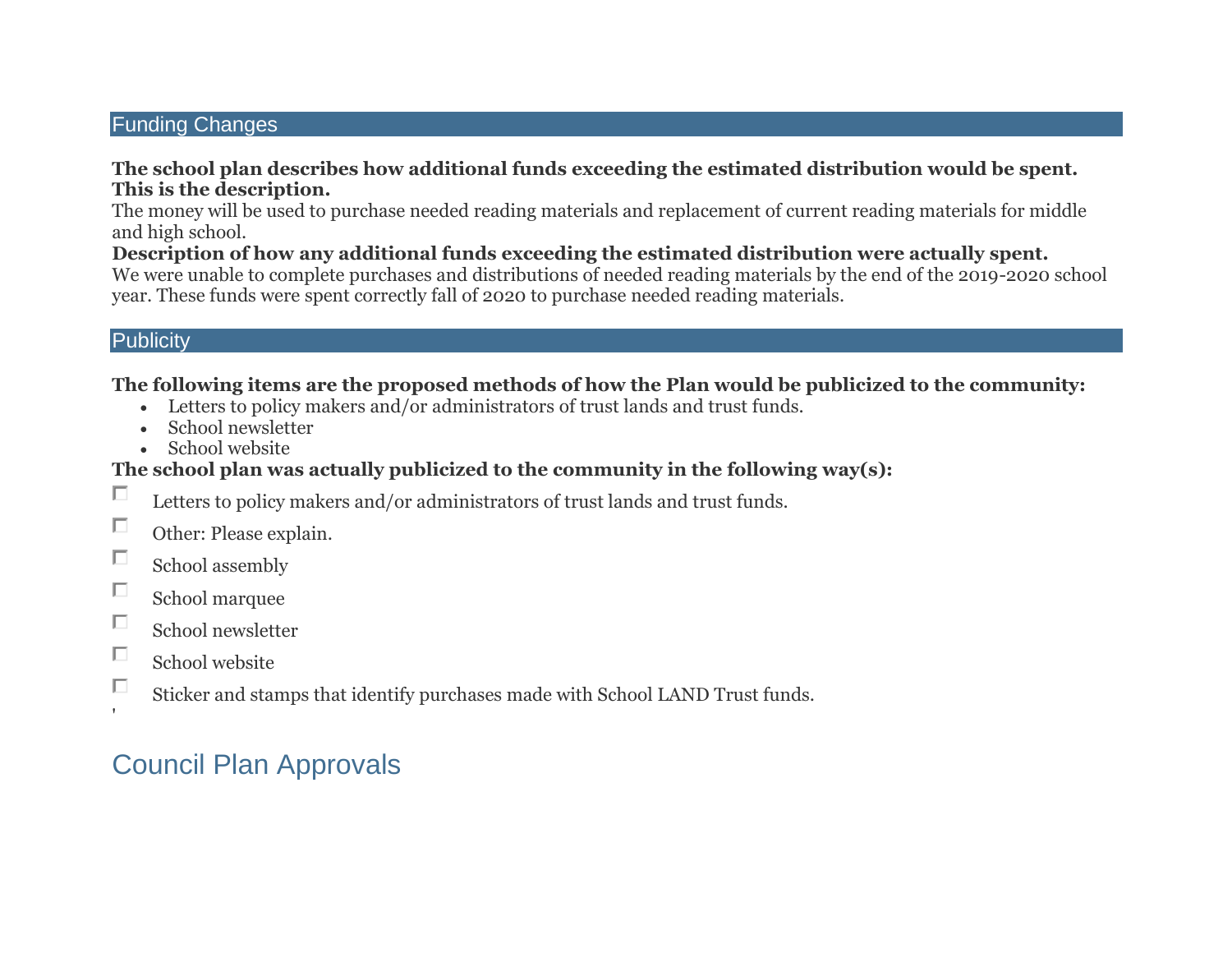## Funding Changes

**The school plan describes how additional funds exceeding the estimated distribution would be spent. This is the description.**
The money will be used to purchase needed reading materials and replacement of current reading materials for middle and high school.
**Description of how any additional funds exceeding the estimated distribution were actually spent.**
We were unable to complete purchases and distributions of needed reading materials by the end of the 2019-2020 school year. These funds were spent correctly fall of 2020 to purchase needed reading materials.

## Publicity

**The following items are the proposed methods of how the Plan would be publicized to the community:**

- Letters to policy makers and/or administrators of trust lands and trust funds.
- School newsletter
- School website

**The school plan was actually publicized to the community in the following way(s):**

- [ ] Letters to policy makers and/or administrators of trust lands and trust funds.
- [ ] Other: Please explain.
- [ ] School assembly
- [ ] School marquee
- [ ] School newsletter
- [ ] School website
- [ ] Sticker and stamps that identify purchases made with School LAND Trust funds.

'

# Council Plan Approvals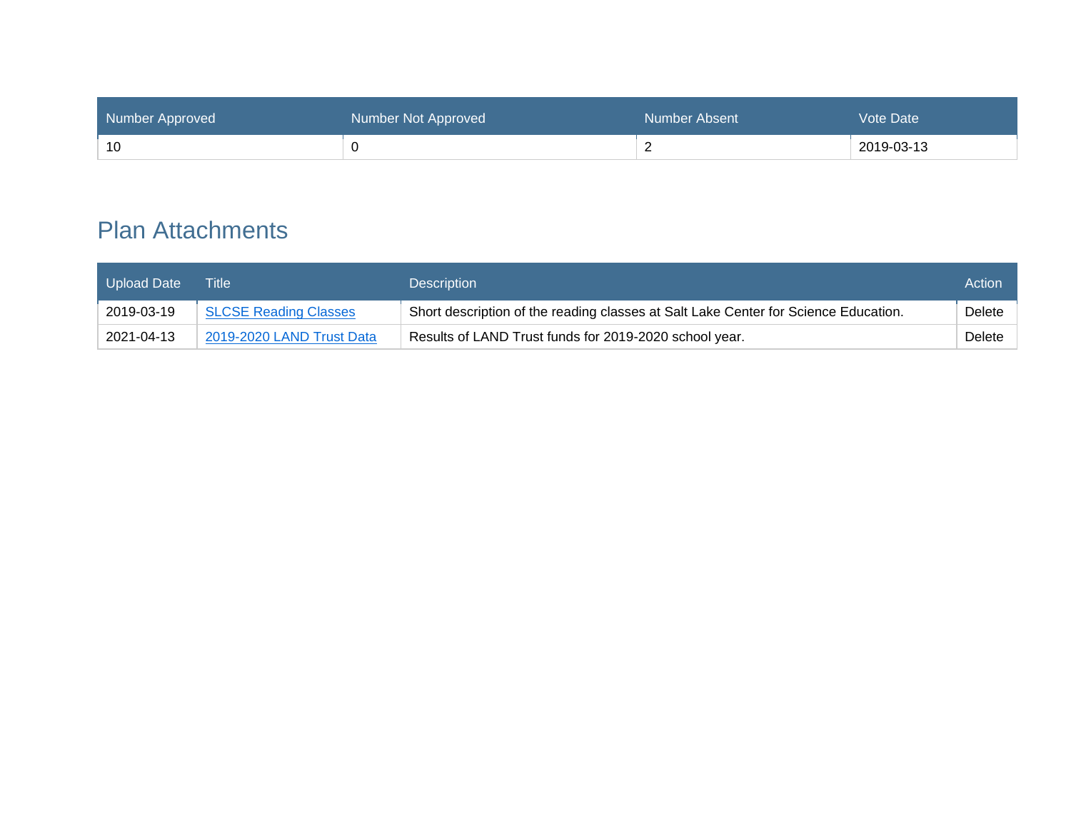| Number Approved | Number Not Approved | Number Absent | Vote Date |
|---|---|---|---|
| 10 | 0 | 2 | 2019-03-13 |

## Plan Attachments

| Upload Date | Title | Description | Action |
|---|---|---|---|
| 2019-03-19 | SLCSE Reading Classes | Short description of the reading classes at Salt Lake Center for Science Education. | Delete |
| 2021-04-13 | 2019-2020 LAND Trust Data | Results of LAND Trust funds for 2019-2020 school year. | Delete |